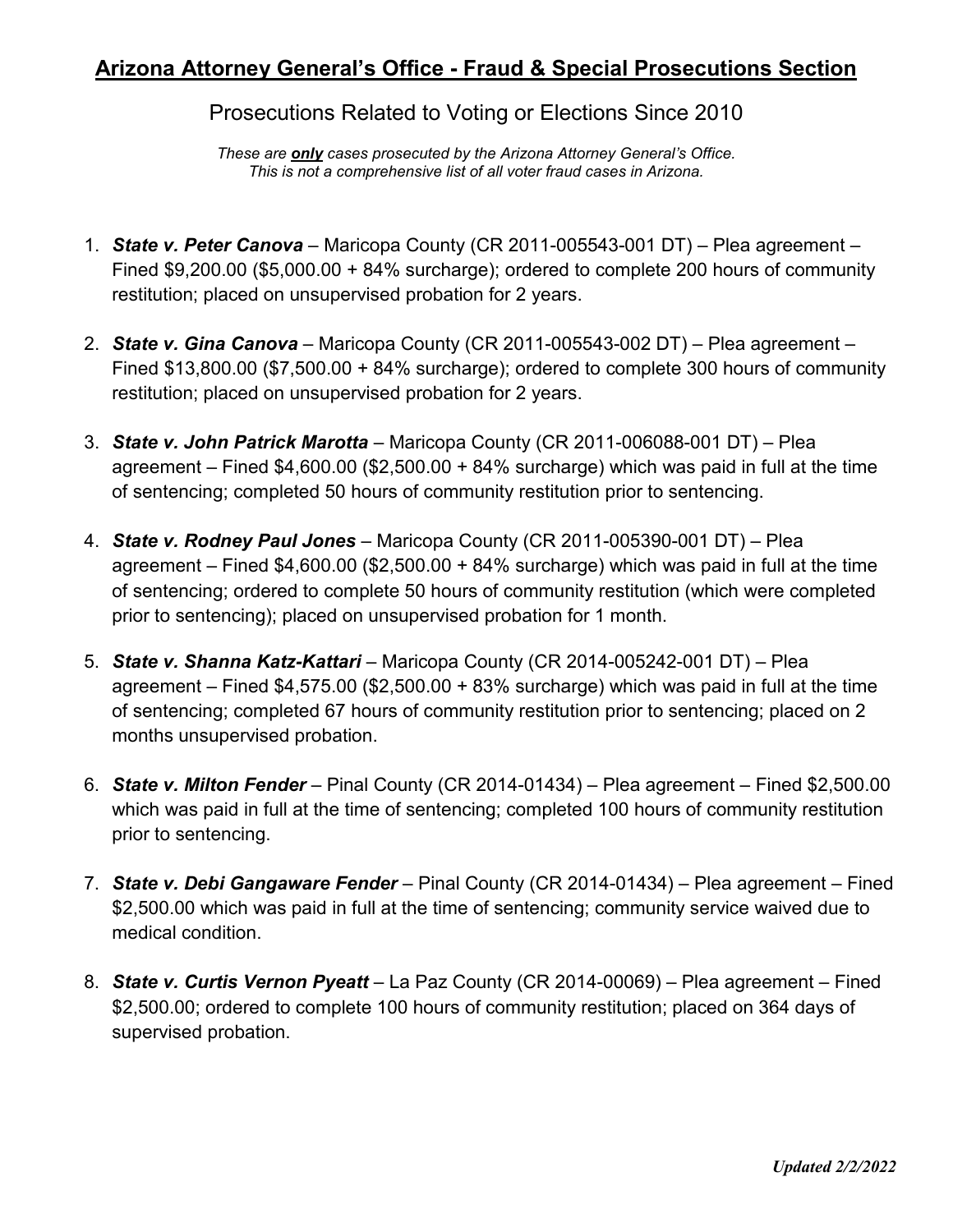# Arizona Attorney General's Office - Fraud & Special Prosecutions Section

## Prosecutions Related to Voting or Elections Since 2010

*These are **only** cases prosecuted by the Arizona Attorney General's Office.*
*This is not a comprehensive list of all voter fraud cases in Arizona.*

1. ***State v. Peter Canova*** – Maricopa County (CR 2011-005543-001 DT) – Plea agreement – Fined $9,200.00 ($5,000.00 + 84% surcharge); ordered to complete 200 hours of community restitution; placed on unsupervised probation for 2 years.

2. ***State v. Gina Canova*** – Maricopa County (CR 2011-005543-002 DT) – Plea agreement – Fined $13,800.00 ($7,500.00 + 84% surcharge); ordered to complete 300 hours of community restitution; placed on unsupervised probation for 2 years.

3. ***State v. John Patrick Marotta*** – Maricopa County (CR 2011-006088-001 DT) – Plea agreement – Fined $4,600.00 ($2,500.00 + 84% surcharge) which was paid in full at the time of sentencing; completed 50 hours of community restitution prior to sentencing.

4. ***State v. Rodney Paul Jones*** – Maricopa County (CR 2011-005390-001 DT) – Plea agreement – Fined $4,600.00 ($2,500.00 + 84% surcharge) which was paid in full at the time of sentencing; ordered to complete 50 hours of community restitution (which were completed prior to sentencing); placed on unsupervised probation for 1 month.

5. ***State v. Shanna Katz-Kattari*** – Maricopa County (CR 2014-005242-001 DT) – Plea agreement – Fined $4,575.00 ($2,500.00 + 83% surcharge) which was paid in full at the time of sentencing; completed 67 hours of community restitution prior to sentencing; placed on 2 months unsupervised probation.

6. ***State v. Milton Fender*** – Pinal County (CR 2014-01434) – Plea agreement – Fined $2,500.00 which was paid in full at the time of sentencing; completed 100 hours of community restitution prior to sentencing.

7. ***State v. Debi Gangaware Fender*** – Pinal County (CR 2014-01434) – Plea agreement – Fined $2,500.00 which was paid in full at the time of sentencing; community service waived due to medical condition.

8. ***State v. Curtis Vernon Pyeatt*** – La Paz County (CR 2014-00069) – Plea agreement – Fined $2,500.00; ordered to complete 100 hours of community restitution; placed on 364 days of supervised probation.

***Updated 2/2/2022***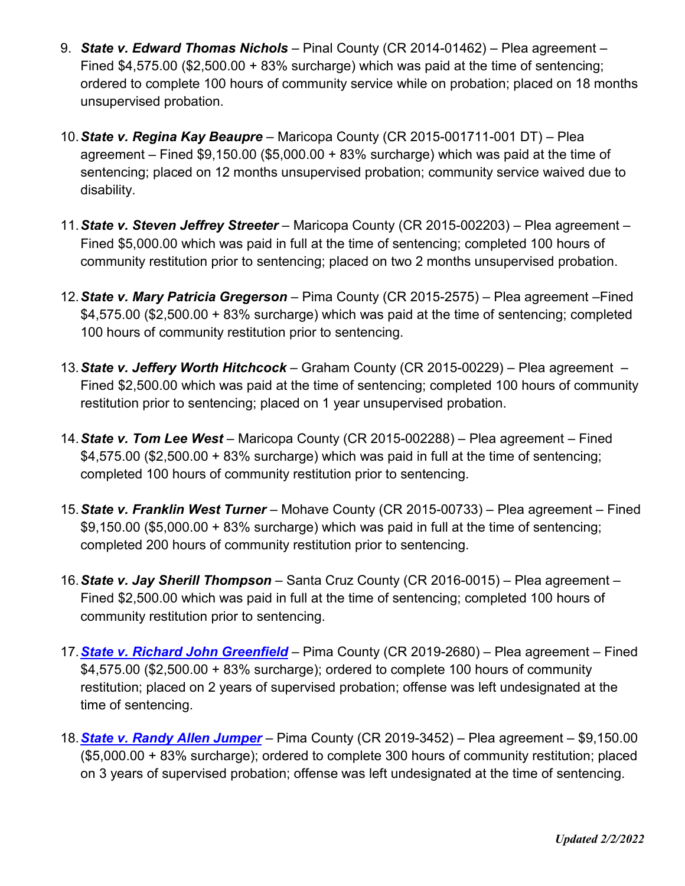9. ***State v. Edward Thomas Nichols*** – Pinal County (CR 2014-01462) – Plea agreement – Fined $4,575.00 ($2,500.00 + 83% surcharge) which was paid at the time of sentencing; ordered to complete 100 hours of community service while on probation; placed on 18 months unsupervised probation.

10. ***State v. Regina Kay Beaupre*** – Maricopa County (CR 2015-001711-001 DT) – Plea agreement – Fined $9,150.00 ($5,000.00 + 83% surcharge) which was paid at the time of sentencing; placed on 12 months unsupervised probation; community service waived due to disability.

11. ***State v. Steven Jeffrey Streeter*** – Maricopa County (CR 2015-002203) – Plea agreement – Fined $5,000.00 which was paid in full at the time of sentencing; completed 100 hours of community restitution prior to sentencing; placed on two 2 months unsupervised probation.

12. ***State v. Mary Patricia Gregerson*** – Pima County (CR 2015-2575) – Plea agreement –Fined $4,575.00 ($2,500.00 + 83% surcharge) which was paid at the time of sentencing; completed 100 hours of community restitution prior to sentencing.

13. ***State v. Jeffery Worth Hitchcock*** – Graham County (CR 2015-00229) – Plea agreement – Fined $2,500.00 which was paid at the time of sentencing; completed 100 hours of community restitution prior to sentencing; placed on 1 year unsupervised probation.

14. ***State v. Tom Lee West*** – Maricopa County (CR 2015-002288) – Plea agreement – Fined $4,575.00 ($2,500.00 + 83% surcharge) which was paid in full at the time of sentencing; completed 100 hours of community restitution prior to sentencing.

15. ***State v. Franklin West Turner*** – Mohave County (CR 2015-00733) – Plea agreement – Fined $9,150.00 ($5,000.00 + 83% surcharge) which was paid in full at the time of sentencing; completed 200 hours of community restitution prior to sentencing.

16. ***State v. Jay Sherill Thompson*** – Santa Cruz County (CR 2016-0015) – Plea agreement – Fined $2,500.00 which was paid in full at the time of sentencing; completed 100 hours of community restitution prior to sentencing.

17. ***State v. Richard John Greenfield*** – Pima County (CR 2019-2680) – Plea agreement – Fined $4,575.00 ($2,500.00 + 83% surcharge); ordered to complete 100 hours of community restitution; placed on 2 years of supervised probation; offense was left undesignated at the time of sentencing.

18. ***State v. Randy Allen Jumper*** – Pima County (CR 2019-3452) – Plea agreement – $9,150.00 ($5,000.00 + 83% surcharge); ordered to complete 300 hours of community restitution; placed on 3 years of supervised probation; offense was left undesignated at the time of sentencing.

*Updated 2/2/2022*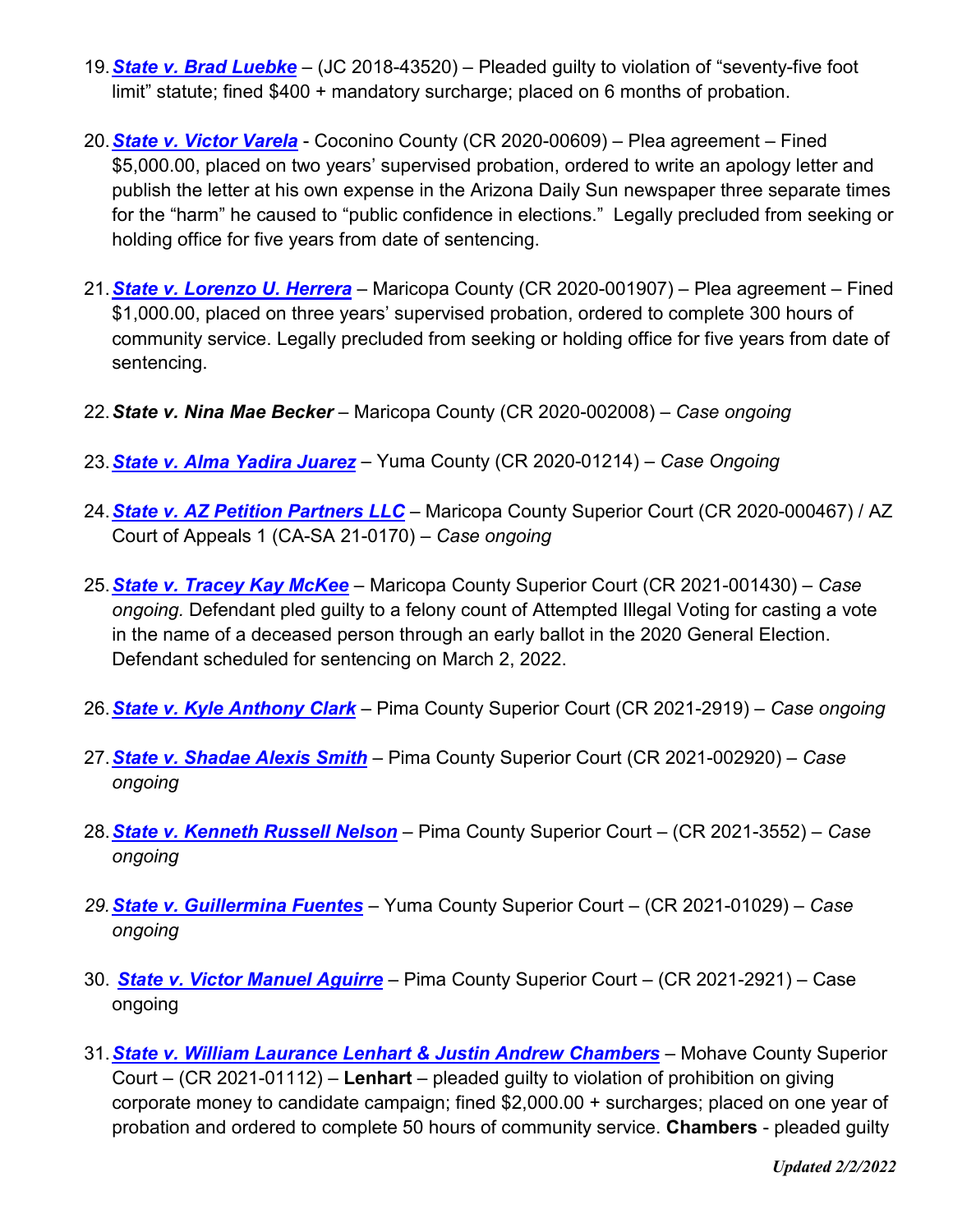19. ***State v. Brad Luebke*** – (JC 2018-43520) – Pleaded guilty to violation of "seventy-five foot limit" statute; fined $400 + mandatory surcharge; placed on 6 months of probation.

20. ***State v. Victor Varela*** - Coconino County (CR 2020-00609) – Plea agreement – Fined $5,000.00, placed on two years' supervised probation, ordered to write an apology letter and publish the letter at his own expense in the Arizona Daily Sun newspaper three separate times for the "harm" he caused to "public confidence in elections." Legally precluded from seeking or holding office for five years from date of sentencing.

21. ***State v. Lorenzo U. Herrera*** – Maricopa County (CR 2020-001907) – Plea agreement – Fined $1,000.00, placed on three years' supervised probation, ordered to complete 300 hours of community service. Legally precluded from seeking or holding office for five years from date of sentencing.

22. ***State v. Nina Mae Becker*** – Maricopa County (CR 2020-002008) – *Case ongoing*

23. ***State v. Alma Yadira Juarez*** – Yuma County (CR 2020-01214) – *Case Ongoing*

24. ***State v. AZ Petition Partners LLC*** – Maricopa County Superior Court (CR 2020-000467) / AZ Court of Appeals 1 (CA-SA 21-0170) – *Case ongoing*

25. ***State v. Tracey Kay McKee*** – Maricopa County Superior Court (CR 2021-001430) – *Case ongoing.* Defendant pled guilty to a felony count of Attempted Illegal Voting for casting a vote in the name of a deceased person through an early ballot in the 2020 General Election. Defendant scheduled for sentencing on March 2, 2022.

26. ***State v. Kyle Anthony Clark*** – Pima County Superior Court (CR 2021-2919) – *Case ongoing*

27. ***State v. Shadae Alexis Smith*** – Pima County Superior Court (CR 2021-002920) – *Case ongoing*

28. ***State v. Kenneth Russell Nelson*** – Pima County Superior Court – (CR 2021-3552) – *Case ongoing*

29. ***State v. Guillermina Fuentes*** – Yuma County Superior Court – (CR 2021-01029) – *Case ongoing*

30. ***State v. Victor Manuel Aguirre*** – Pima County Superior Court – (CR 2021-2921) – Case ongoing

31. ***State v. William Laurance Lenhart & Justin Andrew Chambers*** – Mohave County Superior Court – (CR 2021-01112) – **Lenhart** – pleaded guilty to violation of prohibition on giving corporate money to candidate campaign; fined $2,000.00 + surcharges; placed on one year of probation and ordered to complete 50 hours of community service. **Chambers** - pleaded guilty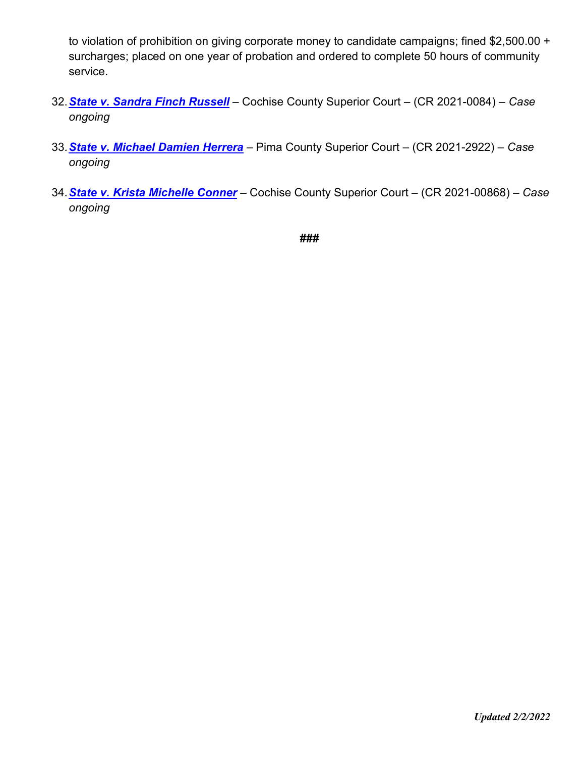to violation of prohibition on giving corporate money to candidate campaigns; fined $2,500.00 + surcharges; placed on one year of probation and ordered to complete 50 hours of community service.

32. ***State v. Sandra Finch Russell*** – Cochise County Superior Court – (CR 2021-0084) – *Case ongoing*

33. ***State v. Michael Damien Herrera*** – Pima County Superior Court – (CR 2021-2922) – *Case ongoing*

34. ***State v. Krista Michelle Conner*** – Cochise County Superior Court – (CR 2021-00868) – *Case ongoing*

**###**

***Updated 2/2/2022***